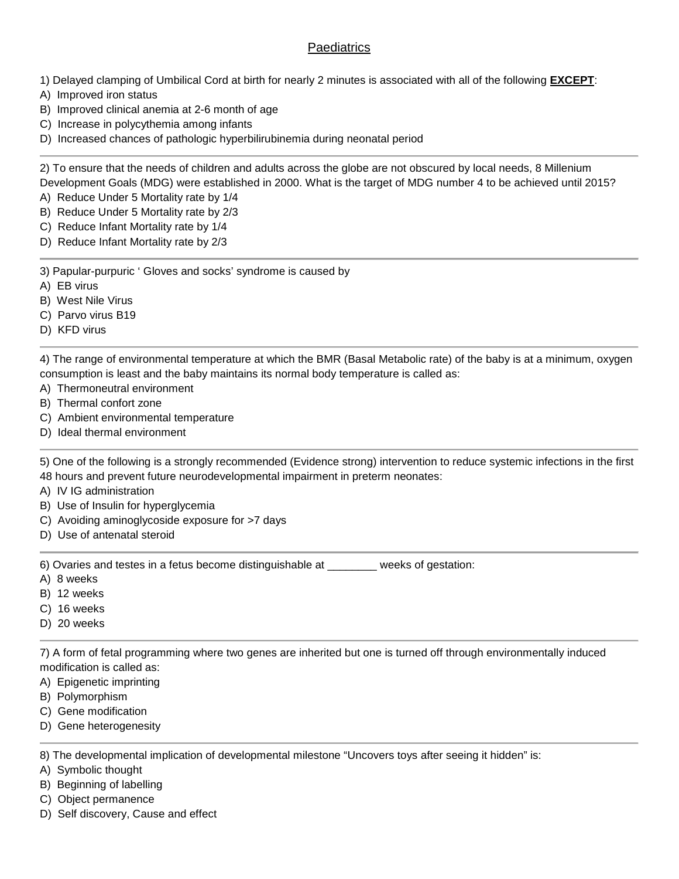# Paediatrics

1) Delayed clamping of Umbilical Cord at birth for nearly 2 minutes is associated with all of the following **EXCEPT**:

A) Improved iron status
B) Improved clinical anemia at 2-6 month of age
C) Increase in polycythemia among infants
D) Increased chances of pathologic hyperbilirubinemia during neonatal period

---

2) To ensure that the needs of children and adults across the globe are not obscured by local needs, 8 Millenium Development Goals (MDG) were established in 2000. What is the target of MDG number 4 to be achieved until 2015?

A) Reduce Under 5 Mortality rate by 1/4
B) Reduce Under 5 Mortality rate by 2/3
C) Reduce Infant Mortality rate by 1/4
D) Reduce Infant Mortality rate by 2/3

---

3) Papular-purpuric ' Gloves and socks' syndrome is caused by

A) EB virus
B) West Nile Virus
C) Parvo virus B19
D) KFD virus

---

4) The range of environmental temperature at which the BMR (Basal Metabolic rate) of the baby is at a minimum, oxygen consumption is least and the baby maintains its normal body temperature is called as:

A) Thermoneutral environment
B) Thermal confort zone
C) Ambient environmental temperature
D) Ideal thermal environment

---

5) One of the following is a strongly recommended (Evidence strong) intervention to reduce systemic infections in the first 48 hours and prevent future neurodevelopmental impairment in preterm neonates:

A) IV IG administration
B) Use of Insulin for hyperglycemia
C) Avoiding aminoglycoside exposure for >7 days
D) Use of antenatal steroid

---

6) Ovaries and testes in a fetus become distinguishable at ________ weeks of gestation:

A) 8 weeks
B) 12 weeks
C) 16 weeks
D) 20 weeks

---

7) A form of fetal programming where two genes are inherited but one is turned off through environmentally induced modification is called as:

A) Epigenetic imprinting
B) Polymorphism
C) Gene modification
D) Gene heterogenesity

---

8) The developmental implication of developmental milestone "Uncovers toys after seeing it hidden" is:

A) Symbolic thought
B) Beginning of labelling
C) Object permanence
D) Self discovery, Cause and effect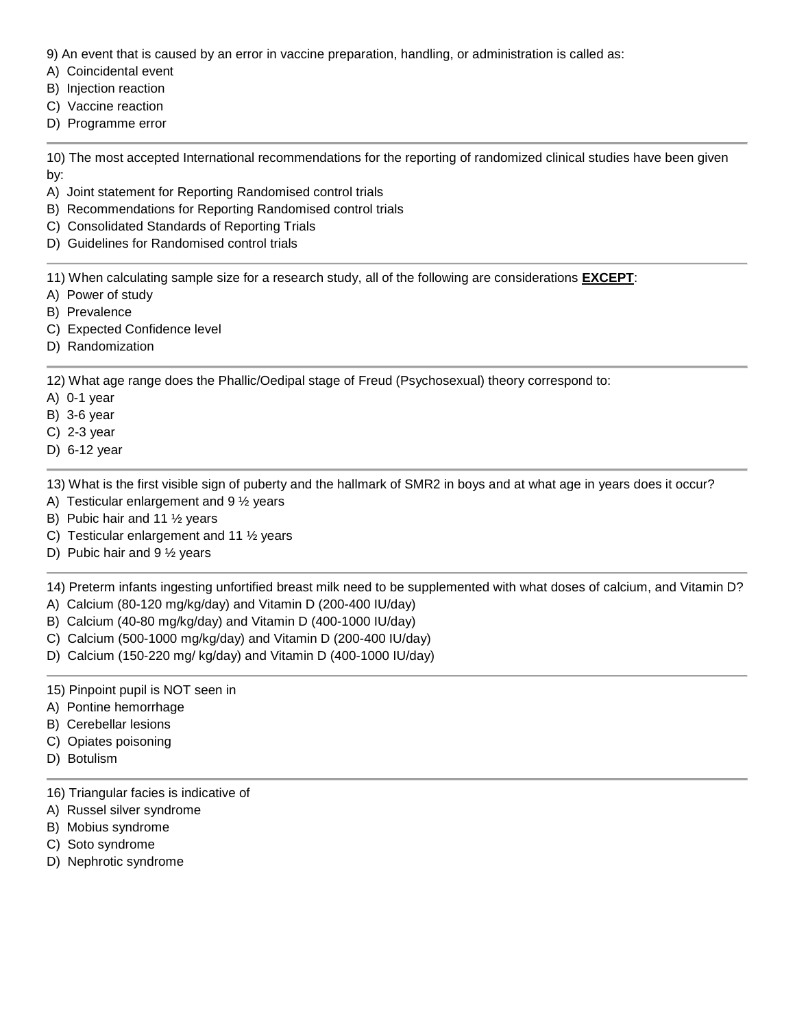9) An event that is caused by an error in vaccine preparation, handling, or administration is called as:

A) Coincidental event
B) Injection reaction
C) Vaccine reaction
D) Programme error

---

10) The most accepted International recommendations for the reporting of randomized clinical studies have been given by:

A) Joint statement for Reporting Randomised control trials
B) Recommendations for Reporting Randomised control trials
C) Consolidated Standards of Reporting Trials
D) Guidelines for Randomised control trials

---

11) When calculating sample size for a research study, all of the following are considerations **EXCEPT**:

A) Power of study
B) Prevalence
C) Expected Confidence level
D) Randomization

---

12) What age range does the Phallic/Oedipal stage of Freud (Psychosexual) theory correspond to:

A) 0-1 year
B) 3-6 year
C) 2-3 year
D) 6-12 year

---

13) What is the first visible sign of puberty and the hallmark of SMR2 in boys and at what age in years does it occur?

A) Testicular enlargement and 9 ½ years
B) Pubic hair and 11 ½ years
C) Testicular enlargement and 11 ½ years
D) Pubic hair and 9 ½ years

---

14) Preterm infants ingesting unfortified breast milk need to be supplemented with what doses of calcium, and Vitamin D?

A) Calcium (80-120 mg/kg/day) and Vitamin D (200-400 IU/day)
B) Calcium (40-80 mg/kg/day) and Vitamin D (400-1000 IU/day)
C) Calcium (500-1000 mg/kg/day) and Vitamin D (200-400 IU/day)
D) Calcium (150-220 mg/ kg/day) and Vitamin D (400-1000 IU/day)

---

15) Pinpoint pupil is NOT seen in

A) Pontine hemorrhage
B) Cerebellar lesions
C) Opiates poisoning
D) Botulism

---

16) Triangular facies is indicative of

A) Russel silver syndrome
B) Mobius syndrome
C) Soto syndrome
D) Nephrotic syndrome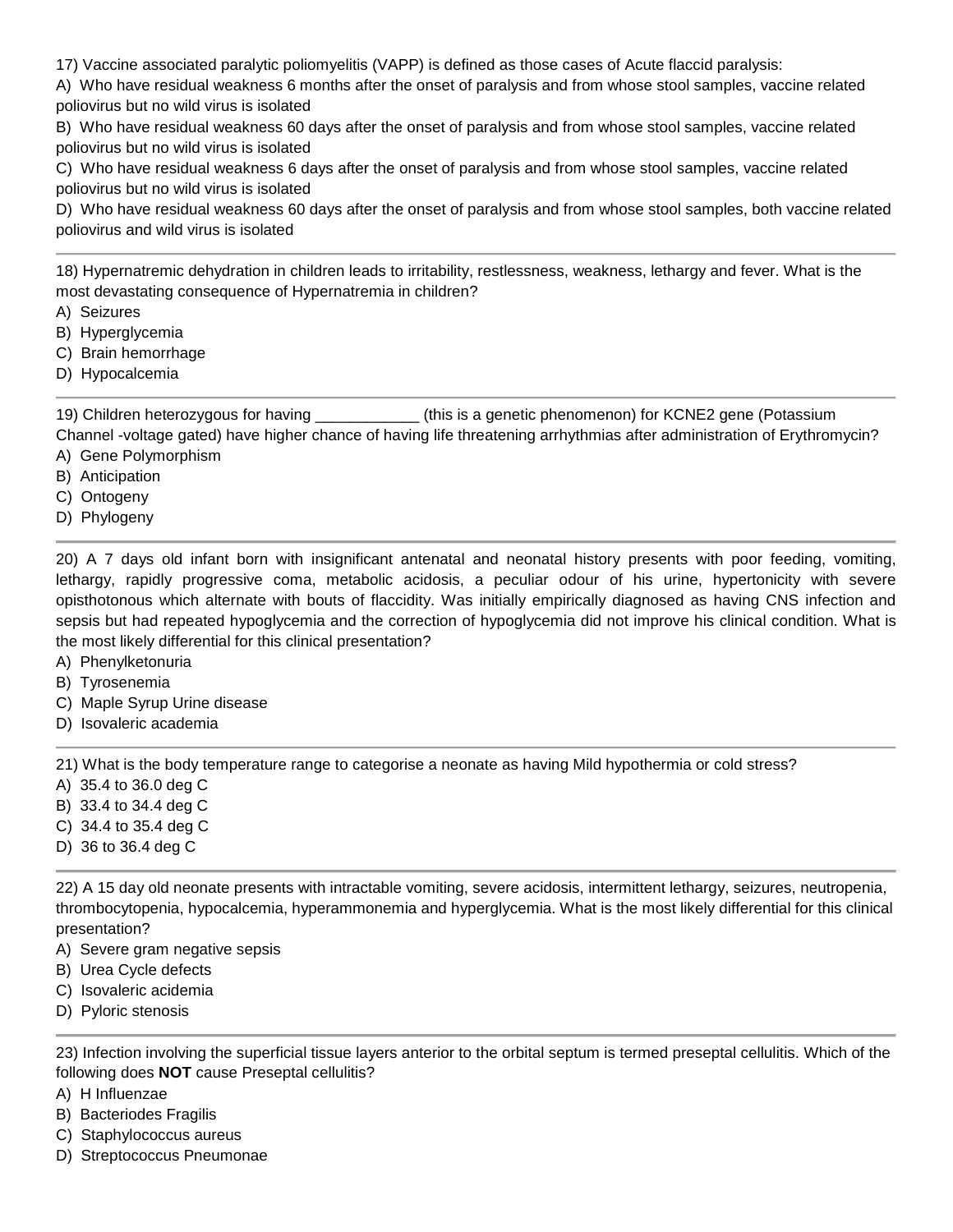17) Vaccine associated paralytic poliomyelitis (VAPP) is defined as those cases of Acute flaccid paralysis:

A) Who have residual weakness 6 months after the onset of paralysis and from whose stool samples, vaccine related poliovirus but no wild virus is isolated

B) Who have residual weakness 60 days after the onset of paralysis and from whose stool samples, vaccine related poliovirus but no wild virus is isolated

C) Who have residual weakness 6 days after the onset of paralysis and from whose stool samples, vaccine related poliovirus but no wild virus is isolated

D) Who have residual weakness 60 days after the onset of paralysis and from whose stool samples, both vaccine related poliovirus and wild virus is isolated

---

18) Hypernatremic dehydration in children leads to irritability, restlessness, weakness, lethargy and fever. What is the most devastating consequence of Hypernatremia in children?

A) Seizures

B) Hyperglycemia

C) Brain hemorrhage

D) Hypocalcemia

---

19) Children heterozygous for having ____________ (this is a genetic phenomenon) for KCNE2 gene (Potassium Channel -voltage gated) have higher chance of having life threatening arrhythmias after administration of Erythromycin?

A) Gene Polymorphism

B) Anticipation

C) Ontogeny

D) Phylogeny

---

20) A 7 days old infant born with insignificant antenatal and neonatal history presents with poor feeding, vomiting, lethargy, rapidly progressive coma, metabolic acidosis, a peculiar odour of his urine, hypertonicity with severe opisthotonous which alternate with bouts of flaccidity. Was initially empirically diagnosed as having CNS infection and sepsis but had repeated hypoglycemia and the correction of hypoglycemia did not improve his clinical condition. What is the most likely differential for this clinical presentation?

A) Phenylketonuria

B) Tyrosenemia

C) Maple Syrup Urine disease

D) Isovaleric academia

---

21) What is the body temperature range to categorise a neonate as having Mild hypothermia or cold stress?

A) 35.4 to 36.0 deg C

B) 33.4 to 34.4 deg C

C) 34.4 to 35.4 deg C

D) 36 to 36.4 deg C

---

22) A 15 day old neonate presents with intractable vomiting, severe acidosis, intermittent lethargy, seizures, neutropenia, thrombocytopenia, hypocalcemia, hyperammonemia and hyperglycemia. What is the most likely differential for this clinical presentation?

A) Severe gram negative sepsis

B) Urea Cycle defects

C) Isovaleric acidemia

D) Pyloric stenosis

---

23) Infection involving the superficial tissue layers anterior to the orbital septum is termed preseptal cellulitis. Which of the following does **NOT** cause Preseptal cellulitis?

A) H Influenzae

B) Bacteriodes Fragilis

C) Staphylococcus aureus

D) Streptococcus Pneumonae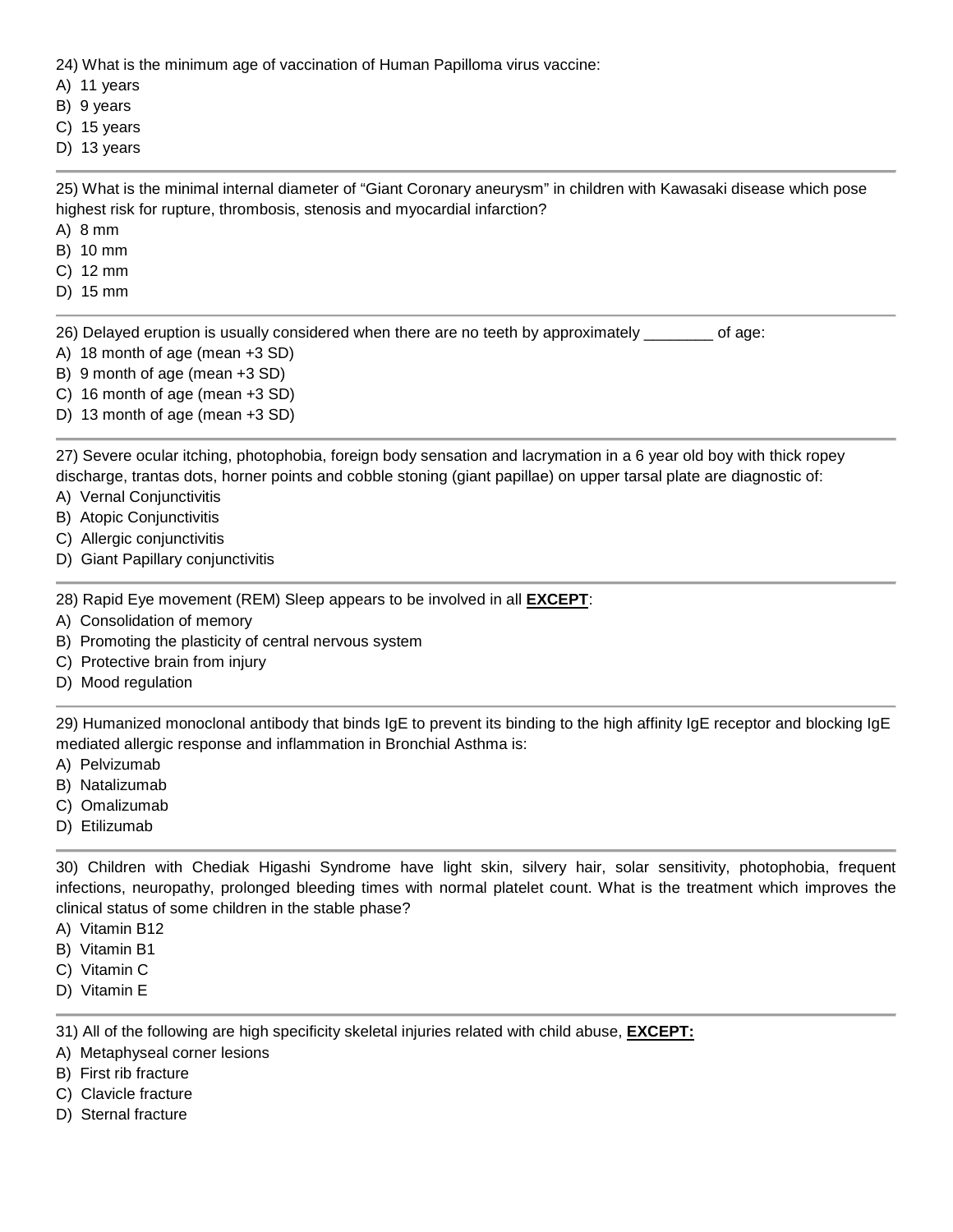24) What is the minimum age of vaccination of Human Papilloma virus vaccine:

A) 11 years
B) 9 years
C) 15 years
D) 13 years

---

25) What is the minimal internal diameter of "Giant Coronary aneurysm" in children with Kawasaki disease which pose highest risk for rupture, thrombosis, stenosis and myocardial infarction?

A) 8 mm
B) 10 mm
C) 12 mm
D) 15 mm

---

26) Delayed eruption is usually considered when there are no teeth by approximately ________ of age:

A) 18 month of age (mean +3 SD)
B) 9 month of age (mean +3 SD)
C) 16 month of age (mean +3 SD)
D) 13 month of age (mean +3 SD)

---

27) Severe ocular itching, photophobia, foreign body sensation and lacrymation in a 6 year old boy with thick ropey discharge, trantas dots, horner points and cobble stoning (giant papillae) on upper tarsal plate are diagnostic of:

A) Vernal Conjunctivitis
B) Atopic Conjunctivitis
C) Allergic conjunctivitis
D) Giant Papillary conjunctivitis

---

28) Rapid Eye movement (REM) Sleep appears to be involved in all **EXCEPT**:

A) Consolidation of memory
B) Promoting the plasticity of central nervous system
C) Protective brain from injury
D) Mood regulation

---

29) Humanized monoclonal antibody that binds IgE to prevent its binding to the high affinity IgE receptor and blocking IgE mediated allergic response and inflammation in Bronchial Asthma is:

A) Pelvizumab
B) Natalizumab
C) Omalizumab
D) Etilizumab

---

30) Children with Chediak Higashi Syndrome have light skin, silvery hair, solar sensitivity, photophobia, frequent infections, neuropathy, prolonged bleeding times with normal platelet count. What is the treatment which improves the clinical status of some children in the stable phase?

A) Vitamin B12
B) Vitamin B1
C) Vitamin C
D) Vitamin E

---

31) All of the following are high specificity skeletal injuries related with child abuse, **EXCEPT:**

A) Metaphyseal corner lesions
B) First rib fracture
C) Clavicle fracture
D) Sternal fracture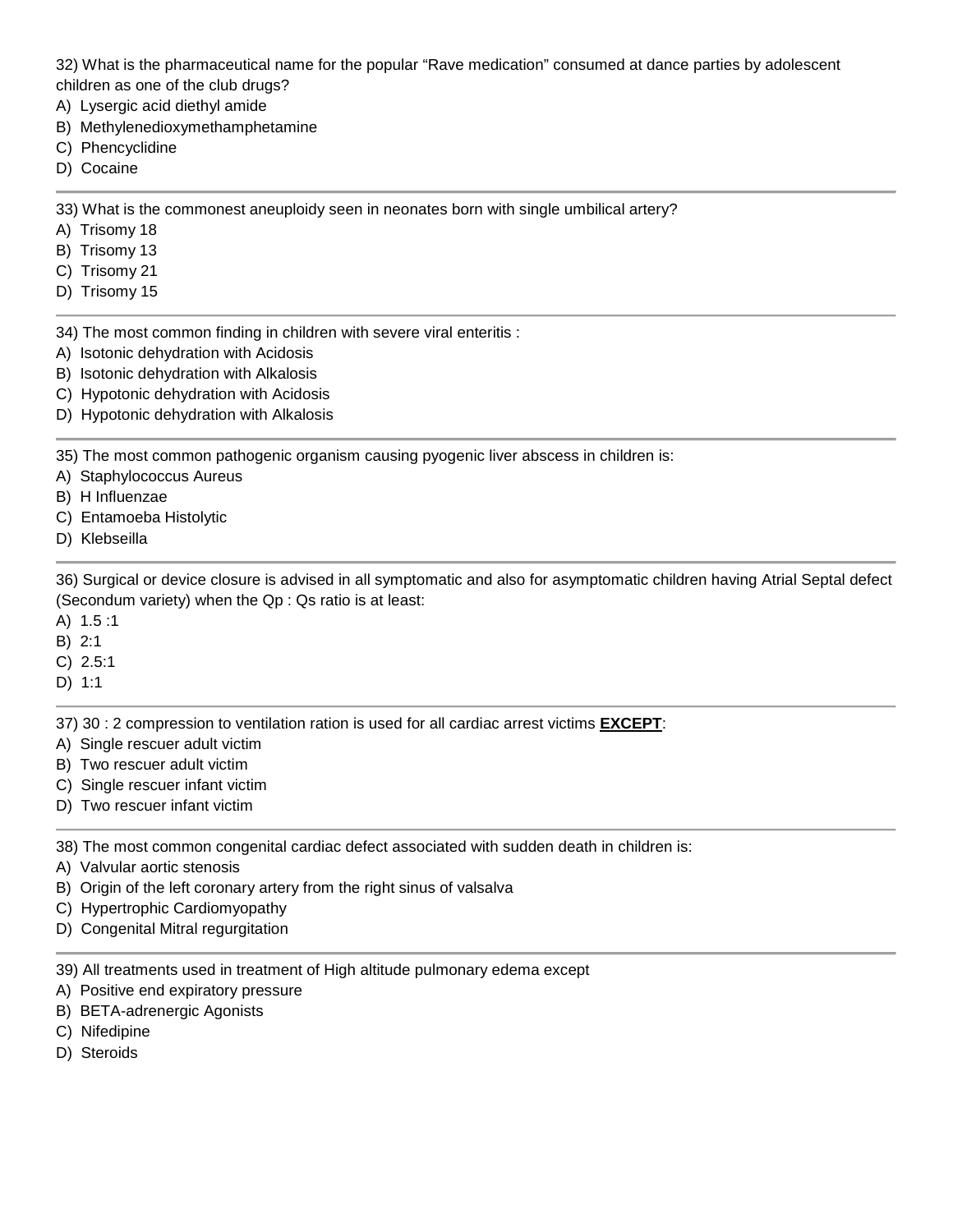32) What is the pharmaceutical name for the popular “Rave medication” consumed at dance parties by adolescent children as one of the club drugs?

A) Lysergic acid diethyl amide
B) Methylenedioxymethamphetamine
C) Phencyclidine
D) Cocaine

---

33) What is the commonest aneuploidy seen in neonates born with single umbilical artery?

A) Trisomy 18
B) Trisomy 13
C) Trisomy 21
D) Trisomy 15

---

34) The most common finding in children with severe viral enteritis :

A) Isotonic dehydration with Acidosis
B) Isotonic dehydration with Alkalosis
C) Hypotonic dehydration with Acidosis
D) Hypotonic dehydration with Alkalosis

---

35) The most common pathogenic organism causing pyogenic liver abscess in children is:

A) Staphylococcus Aureus
B) H Influenzae
C) Entamoeba Histolytic
D) Klebseilla

---

36) Surgical or device closure is advised in all symptomatic and also for asymptomatic children having Atrial Septal defect (Secondum variety) when the Qp : Qs ratio is at least:

A) 1.5 :1
B) 2:1
C) 2.5:1
D) 1:1

---

37) 30 : 2 compression to ventilation ration is used for all cardiac arrest victims **EXCEPT**:

A) Single rescuer adult victim
B) Two rescuer adult victim
C) Single rescuer infant victim
D) Two rescuer infant victim

---

38) The most common congenital cardiac defect associated with sudden death in children is:

A) Valvular aortic stenosis
B) Origin of the left coronary artery from the right sinus of valsalva
C) Hypertrophic Cardiomyopathy
D) Congenital Mitral regurgitation

---

39) All treatments used in treatment of High altitude pulmonary edema except

A) Positive end expiratory pressure
B) BETA-adrenergic Agonists
C) Nifedipine
D) Steroids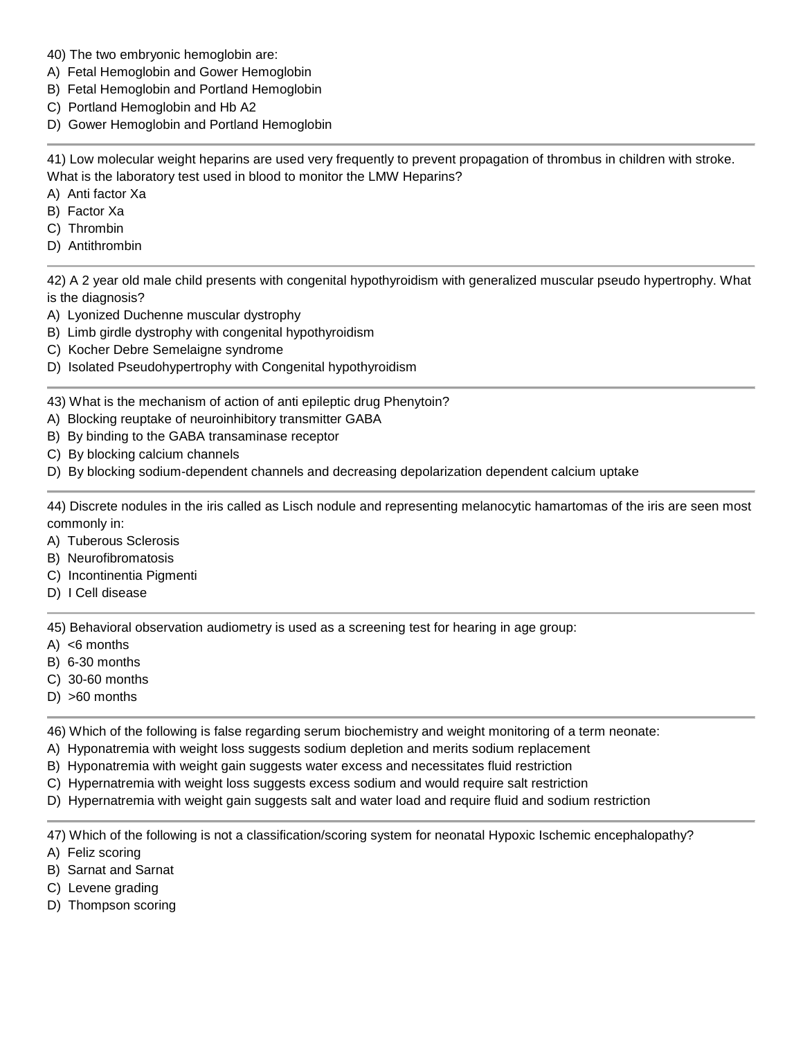40) The two embryonic hemoglobin are:
A) Fetal Hemoglobin and Gower Hemoglobin
B) Fetal Hemoglobin and Portland Hemoglobin
C) Portland Hemoglobin and Hb A2
D) Gower Hemoglobin and Portland Hemoglobin

---

41) Low molecular weight heparins are used very frequently to prevent propagation of thrombus in children with stroke. What is the laboratory test used in blood to monitor the LMW Heparins?
A) Anti factor Xa
B) Factor Xa
C) Thrombin
D) Antithrombin

---

42) A 2 year old male child presents with congenital hypothyroidism with generalized muscular pseudo hypertrophy. What is the diagnosis?
A) Lyonized Duchenne muscular dystrophy
B) Limb girdle dystrophy with congenital hypothyroidism
C) Kocher Debre Semelaigne syndrome
D) Isolated Pseudohypertrophy with Congenital hypothyroidism

---

43) What is the mechanism of action of anti epileptic drug Phenytoin?
A) Blocking reuptake of neuroinhibitory transmitter GABA
B) By binding to the GABA transaminase receptor
C) By blocking calcium channels
D) By blocking sodium-dependent channels and decreasing depolarization dependent calcium uptake

---

44) Discrete nodules in the iris called as Lisch nodule and representing melanocytic hamartomas of the iris are seen most commonly in:
A) Tuberous Sclerosis
B) Neurofibromatosis
C) Incontinentia Pigmenti
D) I Cell disease

---

45) Behavioral observation audiometry is used as a screening test for hearing in age group:
A) <6 months
B) 6-30 months
C) 30-60 months
D) >60 months

---

46) Which of the following is false regarding serum biochemistry and weight monitoring of a term neonate:
A) Hyponatremia with weight loss suggests sodium depletion and merits sodium replacement
B) Hyponatremia with weight gain suggests water excess and necessitates fluid restriction
C) Hypernatremia with weight loss suggests excess sodium and would require salt restriction
D) Hypernatremia with weight gain suggests salt and water load and require fluid and sodium restriction

---

47) Which of the following is not a classification/scoring system for neonatal Hypoxic Ischemic encephalopathy?
A) Feliz scoring
B) Sarnat and Sarnat
C) Levene grading
D) Thompson scoring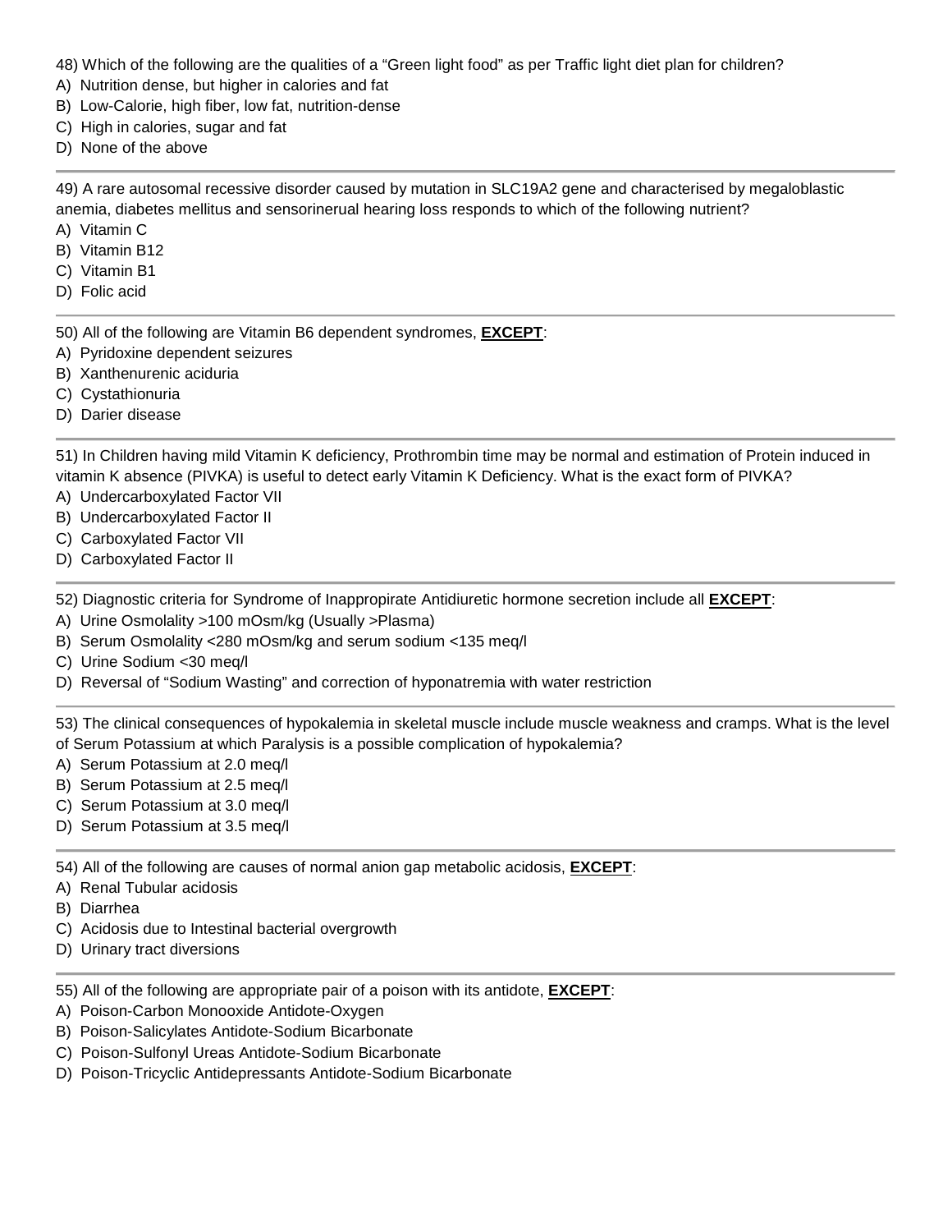48) Which of the following are the qualities of a “Green light food” as per Traffic light diet plan for children?
A) Nutrition dense, but higher in calories and fat
B) Low-Calorie, high fiber, low fat, nutrition-dense
C) High in calories, sugar and fat
D) None of the above

---

49) A rare autosomal recessive disorder caused by mutation in SLC19A2 gene and characterised by megaloblastic anemia, diabetes mellitus and sensorinerual hearing loss responds to which of the following nutrient?
A) Vitamin C
B) Vitamin B12
C) Vitamin B1
D) Folic acid

---

50) All of the following are Vitamin B6 dependent syndromes, **EXCEPT**:
A) Pyridoxine dependent seizures
B) Xanthenurenic aciduria
C) Cystathionuria
D) Darier disease

---

51) In Children having mild Vitamin K deficiency, Prothrombin time may be normal and estimation of Protein induced in vitamin K absence (PIVKA) is useful to detect early Vitamin K Deficiency. What is the exact form of PIVKA?
A) Undercarboxylated Factor VII
B) Undercarboxylated Factor II
C) Carboxylated Factor VII
D) Carboxylated Factor II

---

52) Diagnostic criteria for Syndrome of Inappropirate Antidiuretic hormone secretion include all **EXCEPT**:
A) Urine Osmolality >100 mOsm/kg (Usually >Plasma)
B) Serum Osmolality <280 mOsm/kg and serum sodium <135 meq/l
C) Urine Sodium <30 meq/l
D) Reversal of “Sodium Wasting” and correction of hyponatremia with water restriction

---

53) The clinical consequences of hypokalemia in skeletal muscle include muscle weakness and cramps. What is the level of Serum Potassium at which Paralysis is a possible complication of hypokalemia?
A) Serum Potassium at 2.0 meq/l
B) Serum Potassium at 2.5 meq/l
C) Serum Potassium at 3.0 meq/l
D) Serum Potassium at 3.5 meq/l

---

54) All of the following are causes of normal anion gap metabolic acidosis, **EXCEPT**:
A) Renal Tubular acidosis
B) Diarrhea
C) Acidosis due to Intestinal bacterial overgrowth
D) Urinary tract diversions

---

55) All of the following are appropriate pair of a poison with its antidote, **EXCEPT**:
A) Poison-Carbon Monooxide Antidote-Oxygen
B) Poison-Salicylates Antidote-Sodium Bicarbonate
C) Poison-Sulfonyl Ureas Antidote-Sodium Bicarbonate
D) Poison-Tricyclic Antidepressants Antidote-Sodium Bicarbonate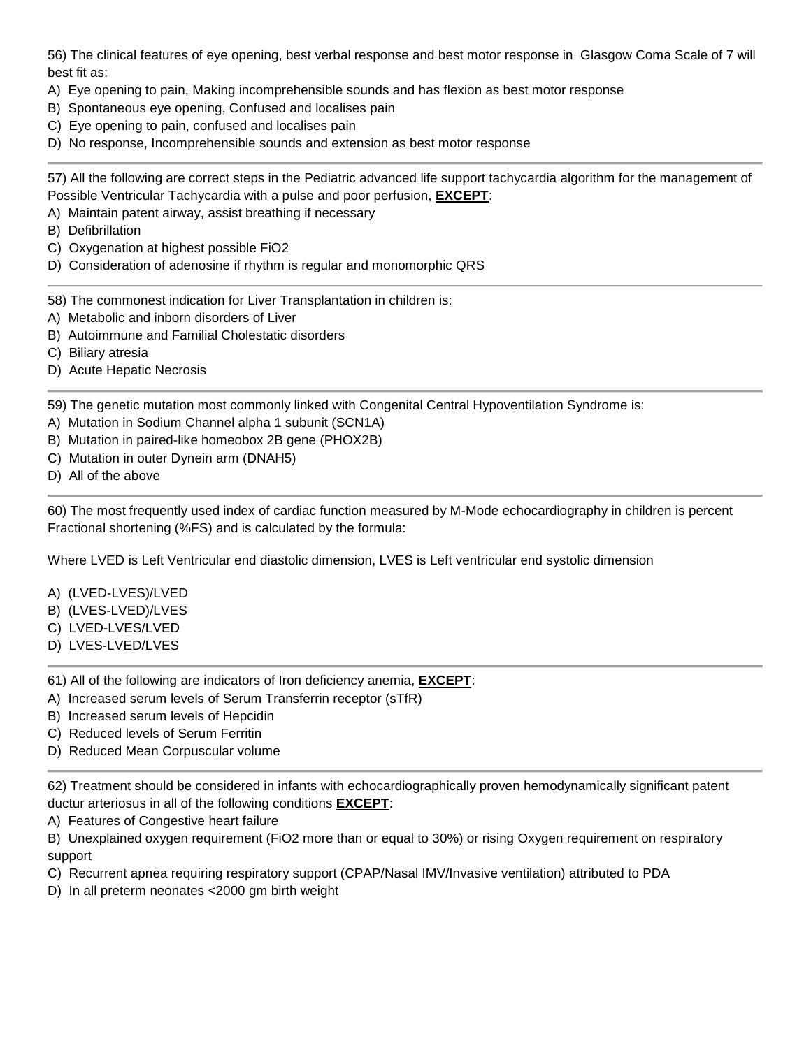56) The clinical features of eye opening, best verbal response and best motor response in Glasgow Coma Scale of 7 will best fit as:

A) Eye opening to pain, Making incomprehensible sounds and has flexion as best motor response
B) Spontaneous eye opening, Confused and localises pain
C) Eye opening to pain, confused and localises pain
D) No response, Incomprehensible sounds and extension as best motor response

---

57) All the following are correct steps in the Pediatric advanced life support tachycardia algorithm for the management of Possible Ventricular Tachycardia with a pulse and poor perfusion, **EXCEPT**:

A) Maintain patent airway, assist breathing if necessary
B) Defibrillation
C) Oxygenation at highest possible FiO2
D) Consideration of adenosine if rhythm is regular and monomorphic QRS

---

58) The commonest indication for Liver Transplantation in children is:

A) Metabolic and inborn disorders of Liver
B) Autoimmune and Familial Cholestatic disorders
C) Biliary atresia
D) Acute Hepatic Necrosis

---

59) The genetic mutation most commonly linked with Congenital Central Hypoventilation Syndrome is:

A) Mutation in Sodium Channel alpha 1 subunit (SCN1A)
B) Mutation in paired-like homeobox 2B gene (PHOX2B)
C) Mutation in outer Dynein arm (DNAH5)
D) All of the above

---

60) The most frequently used index of cardiac function measured by M-Mode echocardiography in children is percent Fractional shortening (%FS) and is calculated by the formula:

Where LVED is Left Ventricular end diastolic dimension, LVES is Left ventricular end systolic dimension

A) (LVED-LVES)/LVED
B) (LVES-LVED)/LVES
C) LVED-LVES/LVED
D) LVES-LVED/LVES

---

61) All of the following are indicators of Iron deficiency anemia, **EXCEPT**:

A) Increased serum levels of Serum Transferrin receptor (sTfR)
B) Increased serum levels of Hepcidin
C) Reduced levels of Serum Ferritin
D) Reduced Mean Corpuscular volume

---

62) Treatment should be considered in infants with echocardiographically proven hemodynamically significant patent ductur arteriosus in all of the following conditions **EXCEPT**:

A) Features of Congestive heart failure
B) Unexplained oxygen requirement (FiO2 more than or equal to 30%) or rising Oxygen requirement on respiratory support
C) Recurrent apnea requiring respiratory support (CPAP/Nasal IMV/Invasive ventilation) attributed to PDA
D) In all preterm neonates <2000 gm birth weight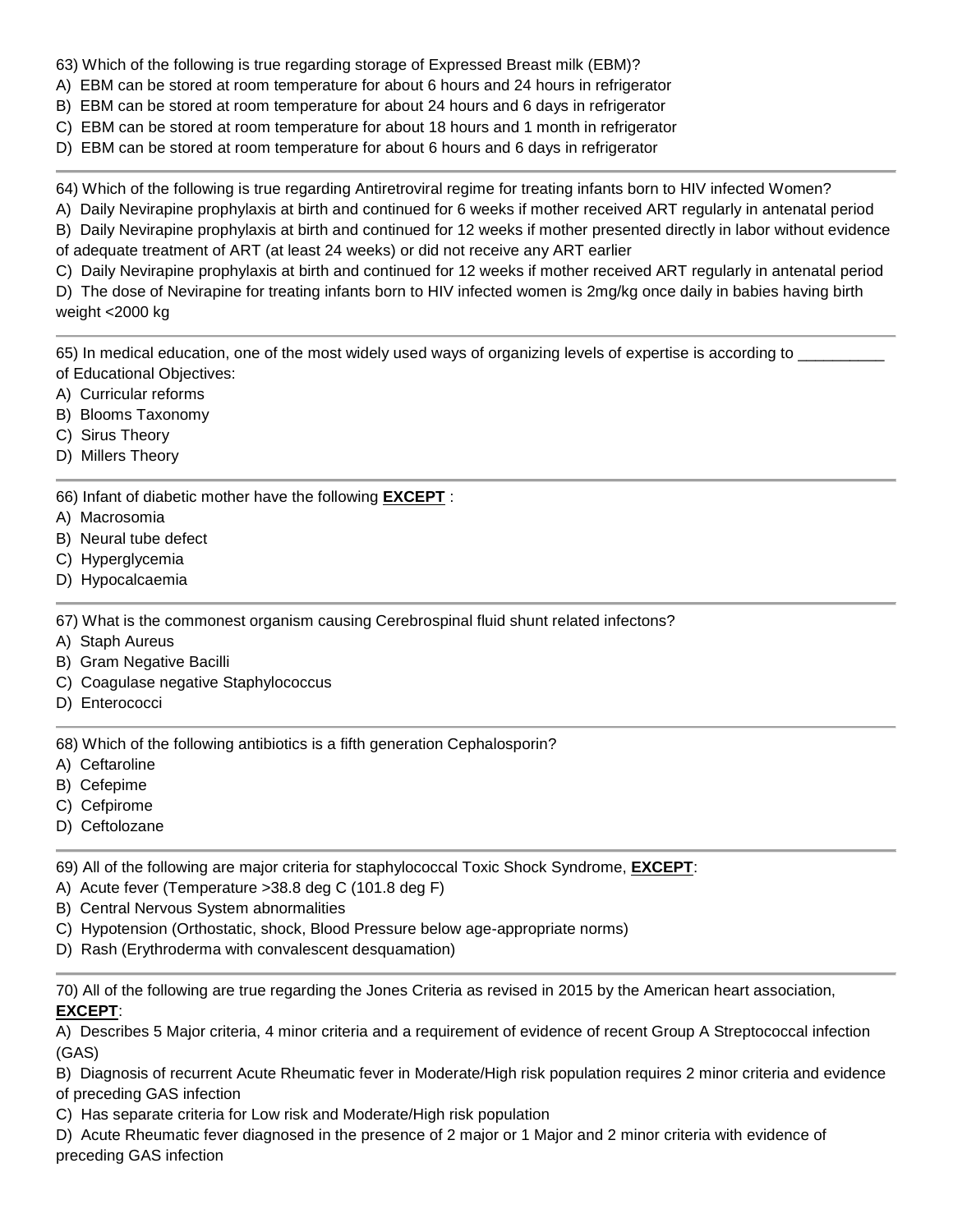63) Which of the following is true regarding storage of Expressed Breast milk (EBM)?
A) EBM can be stored at room temperature for about 6 hours and 24 hours in refrigerator
B) EBM can be stored at room temperature for about 24 hours and 6 days in refrigerator
C) EBM can be stored at room temperature for about 18 hours and 1 month in refrigerator
D) EBM can be stored at room temperature for about 6 hours and 6 days in refrigerator

---

64) Which of the following is true regarding Antiretroviral regime for treating infants born to HIV infected Women?
A) Daily Nevirapine prophylaxis at birth and continued for 6 weeks if mother received ART regularly in antenatal period
B) Daily Nevirapine prophylaxis at birth and continued for 12 weeks if mother presented directly in labor without evidence of adequate treatment of ART (at least 24 weeks) or did not receive any ART earlier
C) Daily Nevirapine prophylaxis at birth and continued for 12 weeks if mother received ART regularly in antenatal period
D) The dose of Nevirapine for treating infants born to HIV infected women is 2mg/kg once daily in babies having birth weight <2000 kg

---

65) In medical education, one of the most widely used ways of organizing levels of expertise is according to __________ of Educational Objectives:
A) Curricular reforms
B) Blooms Taxonomy
C) Sirus Theory
D) Millers Theory

---

66) Infant of diabetic mother have the following **EXCEPT** :
A) Macrosomia
B) Neural tube defect
C) Hyperglycemia
D) Hypocalcaemia

---

67) What is the commonest organism causing Cerebrospinal fluid shunt related infectons?
A) Staph Aureus
B) Gram Negative Bacilli
C) Coagulase negative Staphylococcus
D) Enterococci

---

68) Which of the following antibiotics is a fifth generation Cephalosporin?
A) Ceftaroline
B) Cefepime
C) Cefpirome
D) Ceftolozane

---

69) All of the following are major criteria for staphylococcal Toxic Shock Syndrome, **EXCEPT**:
A) Acute fever (Temperature >38.8 deg C (101.8 deg F)
B) Central Nervous System abnormalities
C) Hypotension (Orthostatic, shock, Blood Pressure below age-appropriate norms)
D) Rash (Erythroderma with convalescent desquamation)

---

70) All of the following are true regarding the Jones Criteria as revised in 2015 by the American heart association, **EXCEPT**:
A) Describes 5 Major criteria, 4 minor criteria and a requirement of evidence of recent Group A Streptococcal infection (GAS)
B) Diagnosis of recurrent Acute Rheumatic fever in Moderate/High risk population requires 2 minor criteria and evidence of preceding GAS infection
C) Has separate criteria for Low risk and Moderate/High risk population
D) Acute Rheumatic fever diagnosed in the presence of 2 major or 1 Major and 2 minor criteria with evidence of preceding GAS infection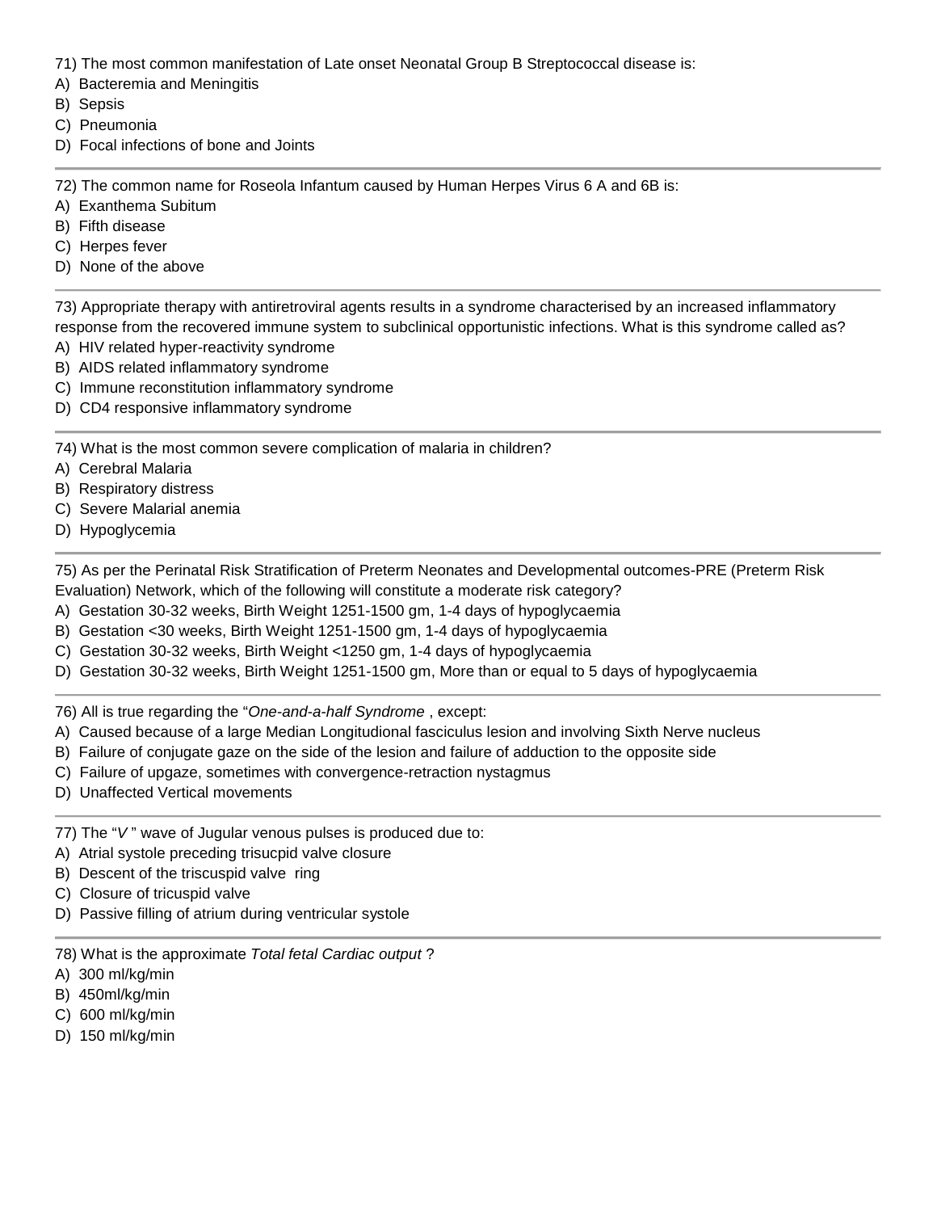71) The most common manifestation of Late onset Neonatal Group B Streptococcal disease is:
A) Bacteremia and Meningitis
B) Sepsis
C) Pneumonia
D) Focal infections of bone and Joints

---

72) The common name for Roseola Infantum caused by Human Herpes Virus 6 A and 6B is:
A) Exanthema Subitum
B) Fifth disease
C) Herpes fever
D) None of the above

---

73) Appropriate therapy with antiretroviral agents results in a syndrome characterised by an increased inflammatory response from the recovered immune system to subclinical opportunistic infections. What is this syndrome called as?
A) HIV related hyper-reactivity syndrome
B) AIDS related inflammatory syndrome
C) Immune reconstitution inflammatory syndrome
D) CD4 responsive inflammatory syndrome

---

74) What is the most common severe complication of malaria in children?
A) Cerebral Malaria
B) Respiratory distress
C) Severe Malarial anemia
D) Hypoglycemia

---

75) As per the Perinatal Risk Stratification of Preterm Neonates and Developmental outcomes-PRE (Preterm Risk Evaluation) Network, which of the following will constitute a moderate risk category?
A) Gestation 30-32 weeks, Birth Weight 1251-1500 gm, 1-4 days of hypoglycaemia
B) Gestation <30 weeks, Birth Weight 1251-1500 gm, 1-4 days of hypoglycaemia
C) Gestation 30-32 weeks, Birth Weight <1250 gm, 1-4 days of hypoglycaemia
D) Gestation 30-32 weeks, Birth Weight 1251-1500 gm, More than or equal to 5 days of hypoglycaemia

---

76) All is true regarding the "*One-and-a-half Syndrome* , except:
A) Caused because of a large Median Longitudional fasciculus lesion and involving Sixth Nerve nucleus
B) Failure of conjugate gaze on the side of the lesion and failure of adduction to the opposite side
C) Failure of upgaze, sometimes with convergence-retraction nystagmus
D) Unaffected Vertical movements

---

77) The "*V* " wave of Jugular venous pulses is produced due to:
A) Atrial systole preceding trisucpid valve closure
B) Descent of the triscuspid valve ring
C) Closure of tricuspid valve
D) Passive filling of atrium during ventricular systole

---

78) What is the approximate *Total fetal Cardiac output* ?
A) 300 ml/kg/min
B) 450ml/kg/min
C) 600 ml/kg/min
D) 150 ml/kg/min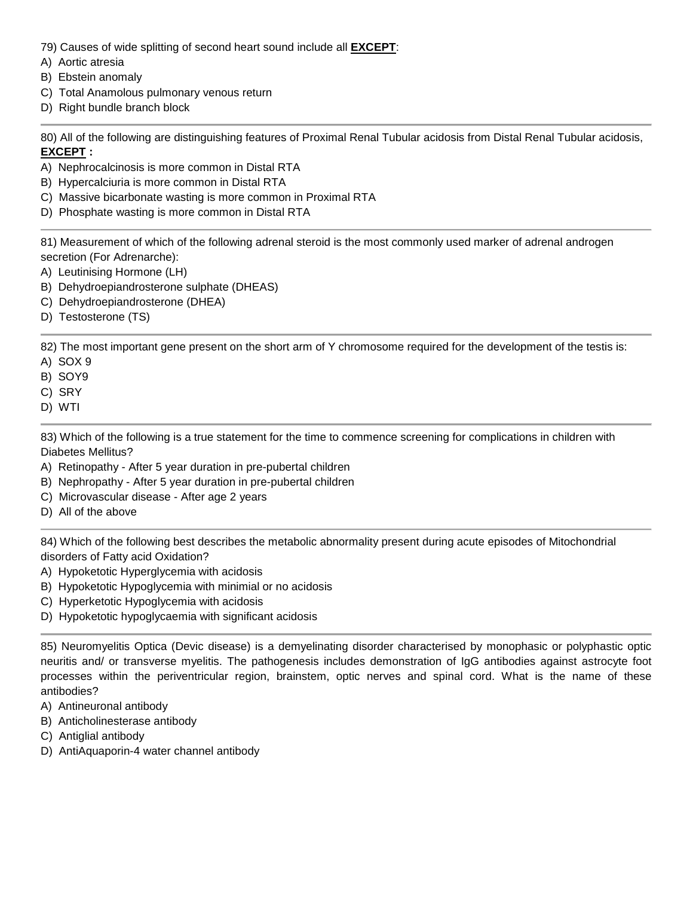79) Causes of wide splitting of second heart sound include all **EXCEPT**:

A) Aortic atresia
B) Ebstein anomaly
C) Total Anamolous pulmonary venous return
D) Right bundle branch block

---

80) All of the following are distinguishing features of Proximal Renal Tubular acidosis from Distal Renal Tubular acidosis, **EXCEPT :**

A) Nephrocalcinosis is more common in Distal RTA
B) Hypercalciuria is more common in Distal RTA
C) Massive bicarbonate wasting is more common in Proximal RTA
D) Phosphate wasting is more common in Distal RTA

---

81) Measurement of which of the following adrenal steroid is the most commonly used marker of adrenal androgen secretion (For Adrenarche):

A) Leutinising Hormone (LH)
B) Dehydroepiandrosterone sulphate (DHEAS)
C) Dehydroepiandrosterone (DHEA)
D) Testosterone (TS)

---

82) The most important gene present on the short arm of Y chromosome required for the development of the testis is:

A) SOX 9
B) SOY9
C) SRY
D) WTI

---

83) Which of the following is a true statement for the time to commence screening for complications in children with Diabetes Mellitus?

A) Retinopathy - After 5 year duration in pre-pubertal children
B) Nephropathy - After 5 year duration in pre-pubertal children
C) Microvascular disease - After age 2 years
D) All of the above

---

84) Which of the following best describes the metabolic abnormality present during acute episodes of Mitochondrial disorders of Fatty acid Oxidation?

A) Hypoketotic Hyperglycemia with acidosis
B) Hypoketotic Hypoglycemia with minimial or no acidosis
C) Hyperketotic Hypoglycemia with acidosis
D) Hypoketotic hypoglycaemia with significant acidosis

---

85) Neuromyelitis Optica (Devic disease) is a demyelinating disorder characterised by monophasic or polyphasic optic neuritis and/ or transverse myelitis. The pathogenesis includes demonstration of IgG antibodies against astrocyte foot processes within the periventricular region, brainstem, optic nerves and spinal cord. What is the name of these antibodies?

A) Antineuronal antibody
B) Anticholinesterase antibody
C) Antiglial antibody
D) AntiAquaporin-4 water channel antibody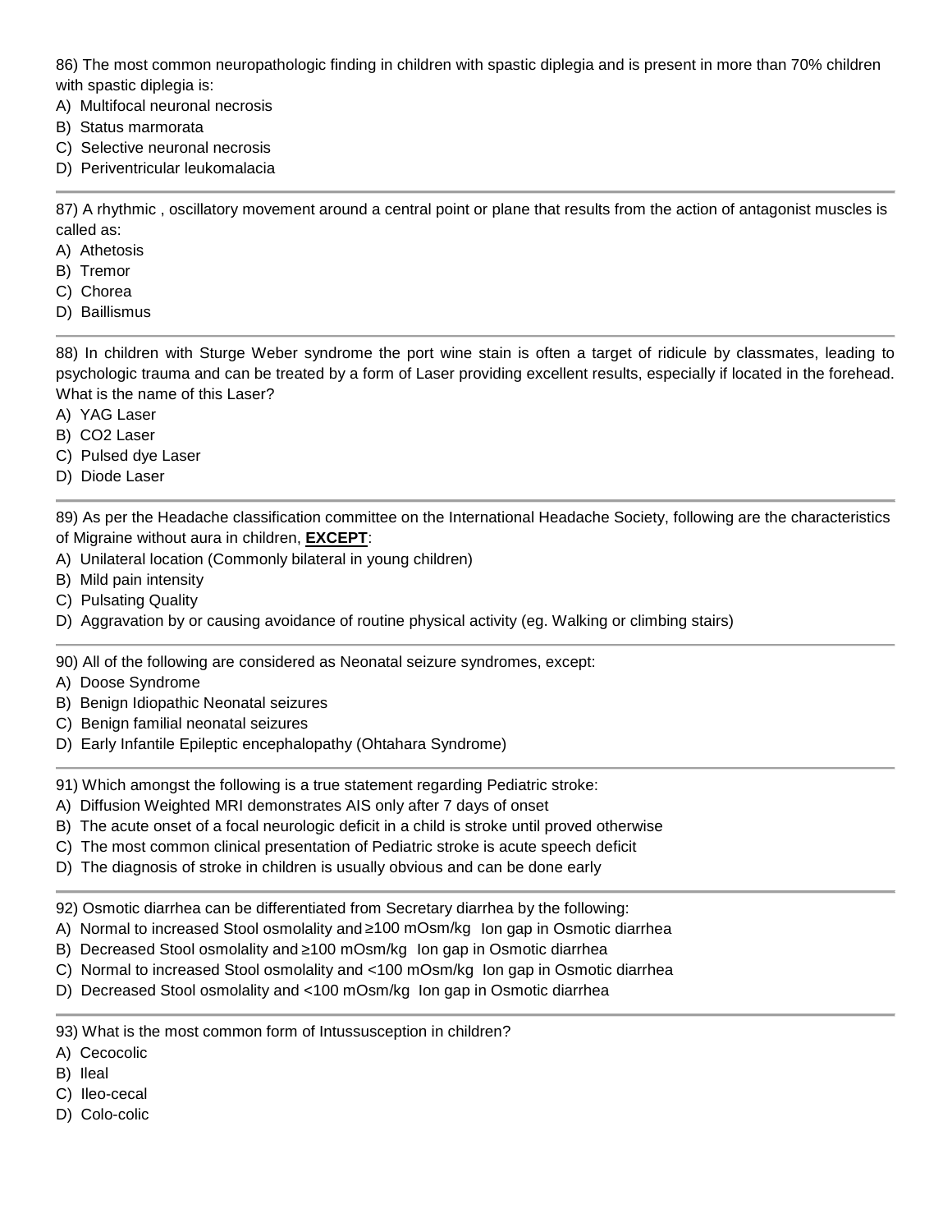86) The most common neuropathologic finding in children with spastic diplegia and is present in more than 70% children with spastic diplegia is:

A) Multifocal neuronal necrosis
B) Status marmorata
C) Selective neuronal necrosis
D) Periventricular leukomalacia

---

87) A rhythmic , oscillatory movement around a central point or plane that results from the action of antagonist muscles is called as:

A) Athetosis
B) Tremor
C) Chorea
D) Baillismus

---

88) In children with Sturge Weber syndrome the port wine stain is often a target of ridicule by classmates, leading to psychologic trauma and can be treated by a form of Laser providing excellent results, especially if located in the forehead. What is the name of this Laser?

A) YAG Laser
B) CO2 Laser
C) Pulsed dye Laser
D) Diode Laser

---

89) As per the Headache classification committee on the International Headache Society, following are the characteristics of Migraine without aura in children, **EXCEPT**:

A) Unilateral location (Commonly bilateral in young children)
B) Mild pain intensity
C) Pulsating Quality
D) Aggravation by or causing avoidance of routine physical activity (eg. Walking or climbing stairs)

---

90) All of the following are considered as Neonatal seizure syndromes, except:

A) Doose Syndrome
B) Benign Idiopathic Neonatal seizures
C) Benign familial neonatal seizures
D) Early Infantile Epileptic encephalopathy (Ohtahara Syndrome)

---

91) Which amongst the following is a true statement regarding Pediatric stroke:

A) Diffusion Weighted MRI demonstrates AIS only after 7 days of onset
B) The acute onset of a focal neurologic deficit in a child is stroke until proved otherwise
C) The most common clinical presentation of Pediatric stroke is acute speech deficit
D) The diagnosis of stroke in children is usually obvious and can be done early

---

92) Osmotic diarrhea can be differentiated from Secretary diarrhea by the following:

A) Normal to increased Stool osmolality and ≥100 mOsm/kg Ion gap in Osmotic diarrhea
B) Decreased Stool osmolality and ≥100 mOsm/kg Ion gap in Osmotic diarrhea
C) Normal to increased Stool osmolality and <100 mOsm/kg Ion gap in Osmotic diarrhea
D) Decreased Stool osmolality and <100 mOsm/kg Ion gap in Osmotic diarrhea

---

93) What is the most common form of Intussusception in children?

A) Cecocolic
B) Ileal
C) Ileo-cecal
D) Colo-colic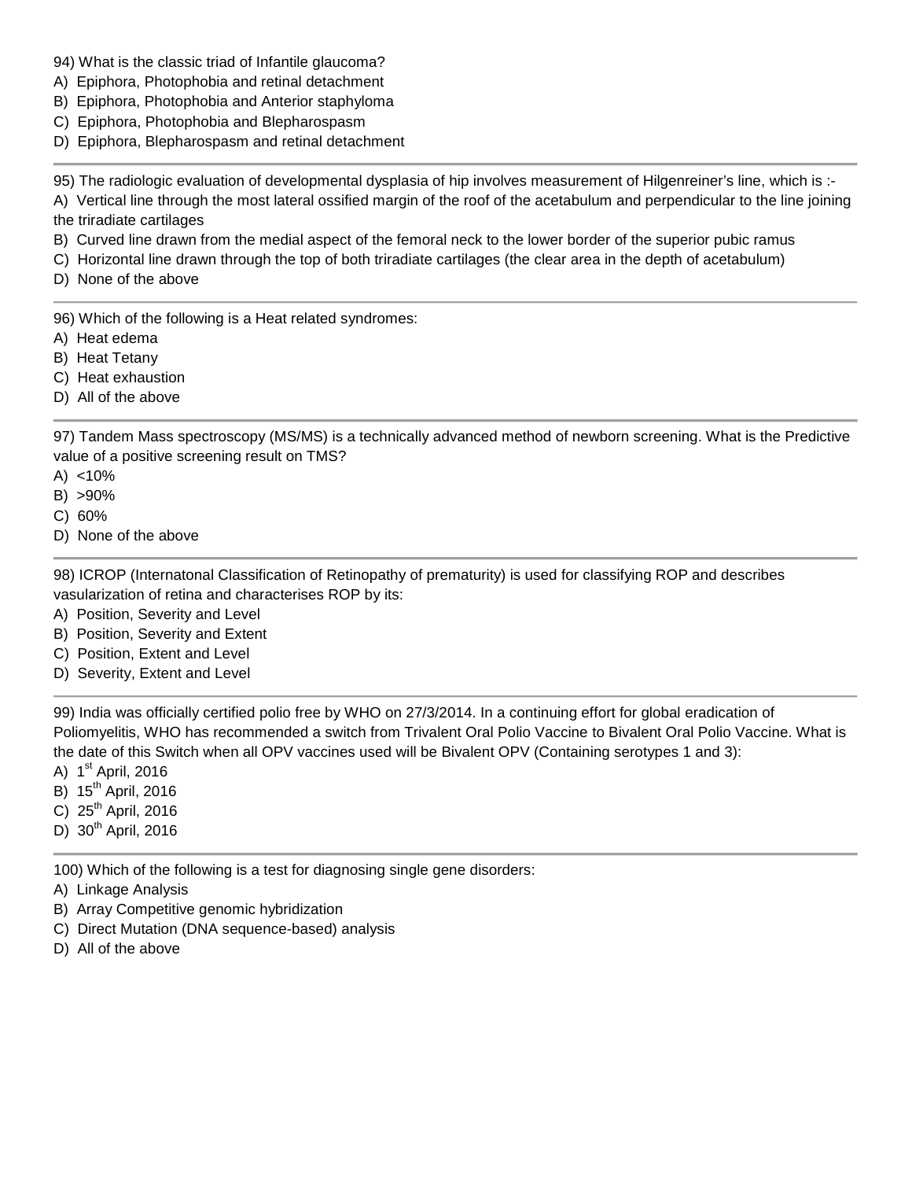94) What is the classic triad of Infantile glaucoma?

A) Epiphora, Photophobia and retinal detachment
B) Epiphora, Photophobia and Anterior staphyloma
C) Epiphora, Photophobia and Blepharospasm
D) Epiphora, Blepharospasm and retinal detachment

---

95) The radiologic evaluation of developmental dysplasia of hip involves measurement of Hilgenreiner's line, which is :-

A) Vertical line through the most lateral ossified margin of the roof of the acetabulum and perpendicular to the line joining the triradiate cartilages
B) Curved line drawn from the medial aspect of the femoral neck to the lower border of the superior pubic ramus
C) Horizontal line drawn through the top of both triradiate cartilages (the clear area in the depth of acetabulum)
D) None of the above

---

96) Which of the following is a Heat related syndromes:

A) Heat edema
B) Heat Tetany
C) Heat exhaustion
D) All of the above

---

97) Tandem Mass spectroscopy (MS/MS) is a technically advanced method of newborn screening. What is the Predictive value of a positive screening result on TMS?

A) <10%
B) >90%
C) 60%
D) None of the above

---

98) ICROP (Internatonal Classification of Retinopathy of prematurity) is used for classifying ROP and describes vasularization of retina and characterises ROP by its:

A) Position, Severity and Level
B) Position, Severity and Extent
C) Position, Extent and Level
D) Severity, Extent and Level

---

99) India was officially certified polio free by WHO on 27/3/2014. In a continuing effort for global eradication of Poliomyelitis, WHO has recommended a switch from Trivalent Oral Polio Vaccine to Bivalent Oral Polio Vaccine. What is the date of this Switch when all OPV vaccines used will be Bivalent OPV (Containing serotypes 1 and 3):

A) 1st April, 2016
B) 15th April, 2016
C) 25th April, 2016
D) 30th April, 2016

---

100) Which of the following is a test for diagnosing single gene disorders:

A) Linkage Analysis
B) Array Competitive genomic hybridization
C) Direct Mutation (DNA sequence-based) analysis
D) All of the above